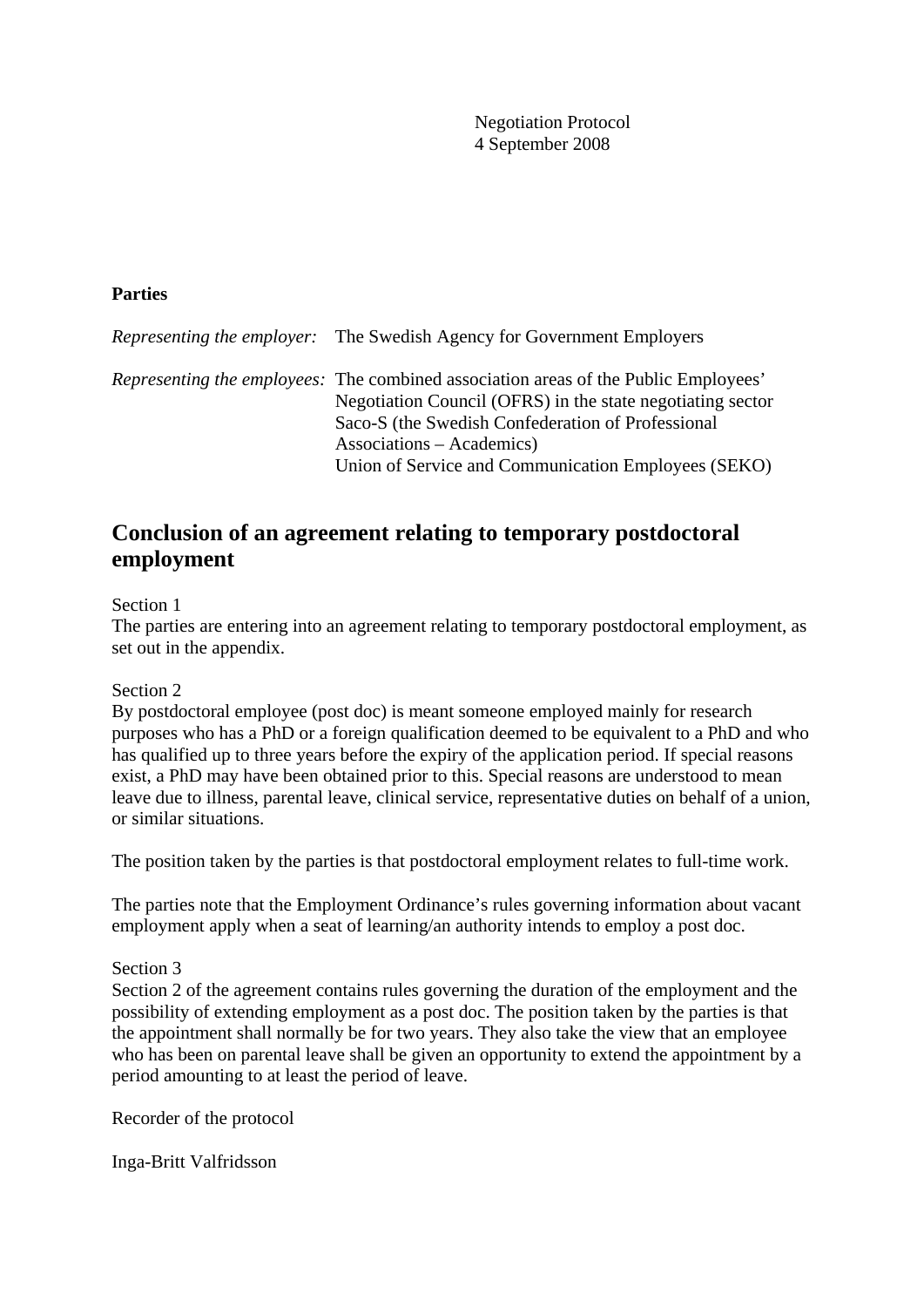Negotiation Protocol
4 September 2008

**Parties**

| | |
|---|---|
| *Representing the employer:* | The Swedish Agency for Government Employers |
| *Representing the employees:* | The combined association areas of the Public Employees' Negotiation Council (OFRS) in the state negotiating sector<br>Saco-S (the Swedish Confederation of Professional Associations – Academics)<br>Union of Service and Communication Employees (SEKO) |

## Conclusion of an agreement relating to temporary postdoctoral employment

Section 1
The parties are entering into an agreement relating to temporary postdoctoral employment, as set out in the appendix.

Section 2
By postdoctoral employee (post doc) is meant someone employed mainly for research purposes who has a PhD or a foreign qualification deemed to be equivalent to a PhD and who has qualified up to three years before the expiry of the application period. If special reasons exist, a PhD may have been obtained prior to this. Special reasons are understood to mean leave due to illness, parental leave, clinical service, representative duties on behalf of a union, or similar situations.

The position taken by the parties is that postdoctoral employment relates to full-time work.

The parties note that the Employment Ordinance's rules governing information about vacant employment apply when a seat of learning/an authority intends to employ a post doc.

Section 3
Section 2 of the agreement contains rules governing the duration of the employment and the possibility of extending employment as a post doc. The position taken by the parties is that the appointment shall normally be for two years. They also take the view that an employee who has been on parental leave shall be given an opportunity to extend the appointment by a period amounting to at least the period of leave.

Recorder of the protocol

Inga-Britt Valfridsson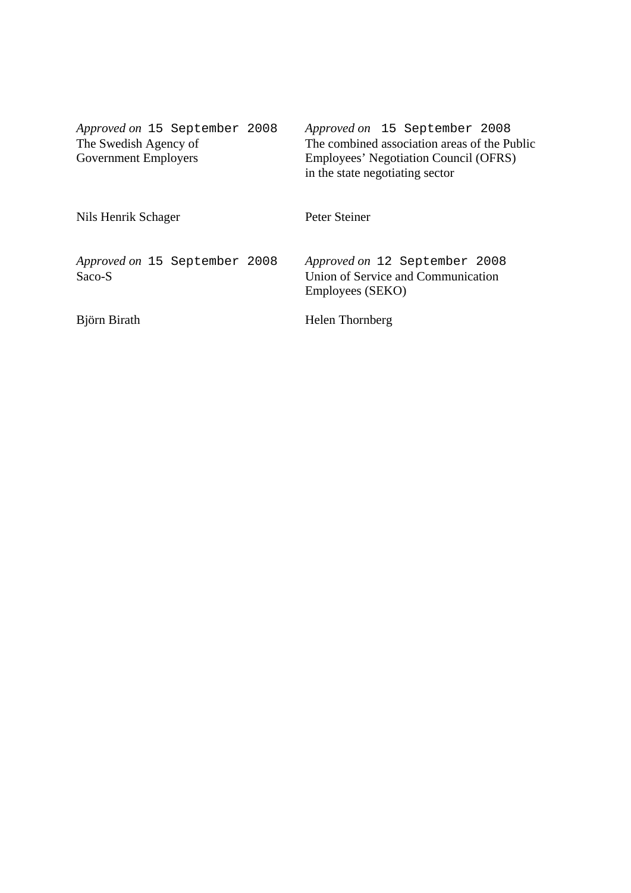*Approved on* 15 September 2008
The Swedish Agency of Government Employers

Nils Henrik Schager

*Approved on* 15 September 2008
The combined association areas of the Public Employees' Negotiation Council (OFRS) in the state negotiating sector

Peter Steiner

*Approved on* 15 September 2008
Saco-S

Björn Birath

*Approved on* 12 September 2008
Union of Service and Communication Employees (SEKO)

Helen Thornberg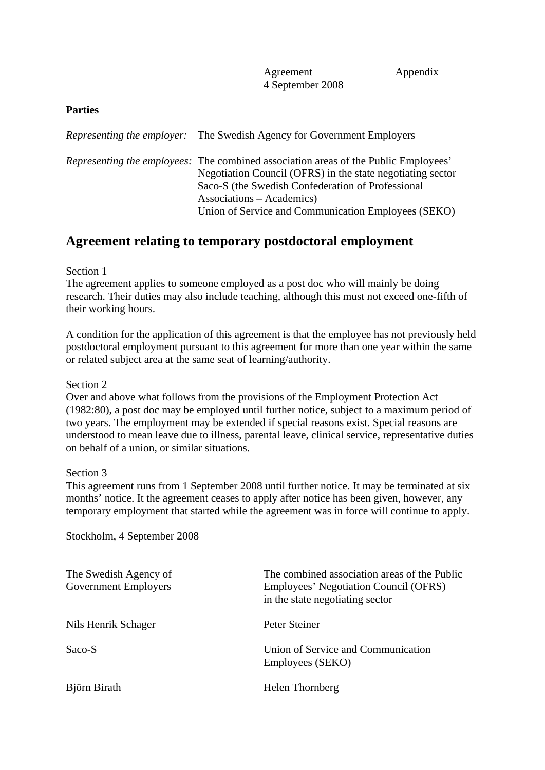Agreement 4 September 2008 | Appendix

**Parties**

*Representing the employer:* The Swedish Agency for Government Employers

*Representing the employees:* The combined association areas of the Public Employees' Negotiation Council (OFRS) in the state negotiating sector
Saco-S (the Swedish Confederation of Professional Associations – Academics)
Union of Service and Communication Employees (SEKO)

## Agreement relating to temporary postdoctoral employment

Section 1
The agreement applies to someone employed as a post doc who will mainly be doing research. Their duties may also include teaching, although this must not exceed one-fifth of their working hours.

A condition for the application of this agreement is that the employee has not previously held postdoctoral employment pursuant to this agreement for more than one year within the same or related subject area at the same seat of learning/authority.

Section 2
Over and above what follows from the provisions of the Employment Protection Act (1982:80), a post doc may be employed until further notice, subject to a maximum period of two years. The employment may be extended if special reasons exist. Special reasons are understood to mean leave due to illness, parental leave, clinical service, representative duties on behalf of a union, or similar situations.

Section 3
This agreement runs from 1 September 2008 until further notice. It may be terminated at six months' notice. It the agreement ceases to apply after notice has been given, however, any temporary employment that started while the agreement was in force will continue to apply.

Stockholm, 4 September 2008

| | |
|---|---|
| The Swedish Agency of Government Employers | The combined association areas of the Public Employees' Negotiation Council (OFRS) in the state negotiating sector |
| Nils Henrik Schager | Peter Steiner |
| Saco-S | Union of Service and Communication Employees (SEKO) |
| Björn Birath | Helen Thornberg |